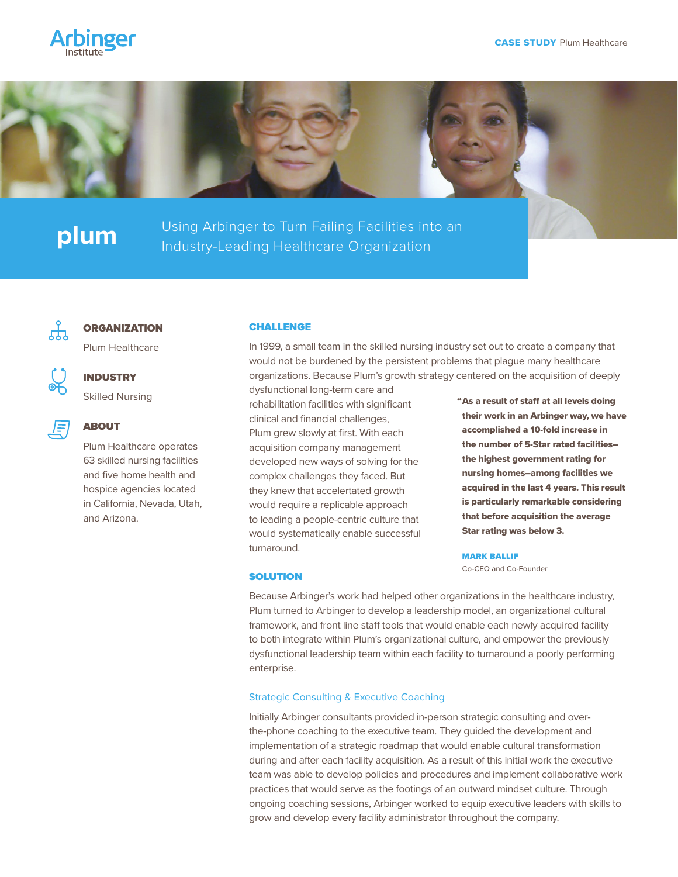CASE STUDY Plum Healthcare

# plum

## Using Arbinger to Turn Failing Facilities into an Industry-Leading Healthcare Organization

**ORGANIZATION**

Plum Healthcare

**INDUSTRY**

Skilled Nursing

**ABOUT**

Plum Healthcare operates 63 skilled nursing facilities and five home health and hospice agencies located in California, Nevada, Utah, and Arizona.

## CHALLENGE

In 1999, a small team in the skilled nursing industry set out to create a company that would not be burdened by the persistent problems that plague many healthcare organizations. Because Plum's growth strategy centered on the acquisition of deeply dysfunctional long-term care and rehabilitation facilities with significant clinical and financial challenges, Plum grew slowly at first. With each acquisition company management developed new ways of solving for the complex challenges they faced. But they knew that accelertated growth would require a replicable approach to leading a people-centric culture that would systematically enable successful turnaround.

> **"As a result of staff at all levels doing their work in an Arbinger way, we have accomplished a 10-fold increase in the number of 5-Star rated facilities–the highest government rating for nursing homes–among facilities we acquired in the last 4 years. This result is particularly remarkable considering that before acquisition the average Star rating was below 3.**
>
> **MARK BALLIF**
> Co-CEO and Co-Founder

## SOLUTION

Because Arbinger's work had helped other organizations in the healthcare industry, Plum turned to Arbinger to develop a leadership model, an organizational cultural framework, and front line staff tools that would enable each newly acquired facility to both integrate within Plum's organizational culture, and empower the previously dysfunctional leadership team within each facility to turnaround a poorly performing enterprise.

### Strategic Consulting & Executive Coaching

Initially Arbinger consultants provided in-person strategic consulting and over-the-phone coaching to the executive team. They guided the development and implementation of a strategic roadmap that would enable cultural transformation during and after each facility acquisition. As a result of this initial work the executive team was able to develop policies and procedures and implement collaborative work practices that would serve as the footings of an outward mindset culture. Through ongoing coaching sessions, Arbinger worked to equip executive leaders with skills to grow and develop every facility administrator throughout the company.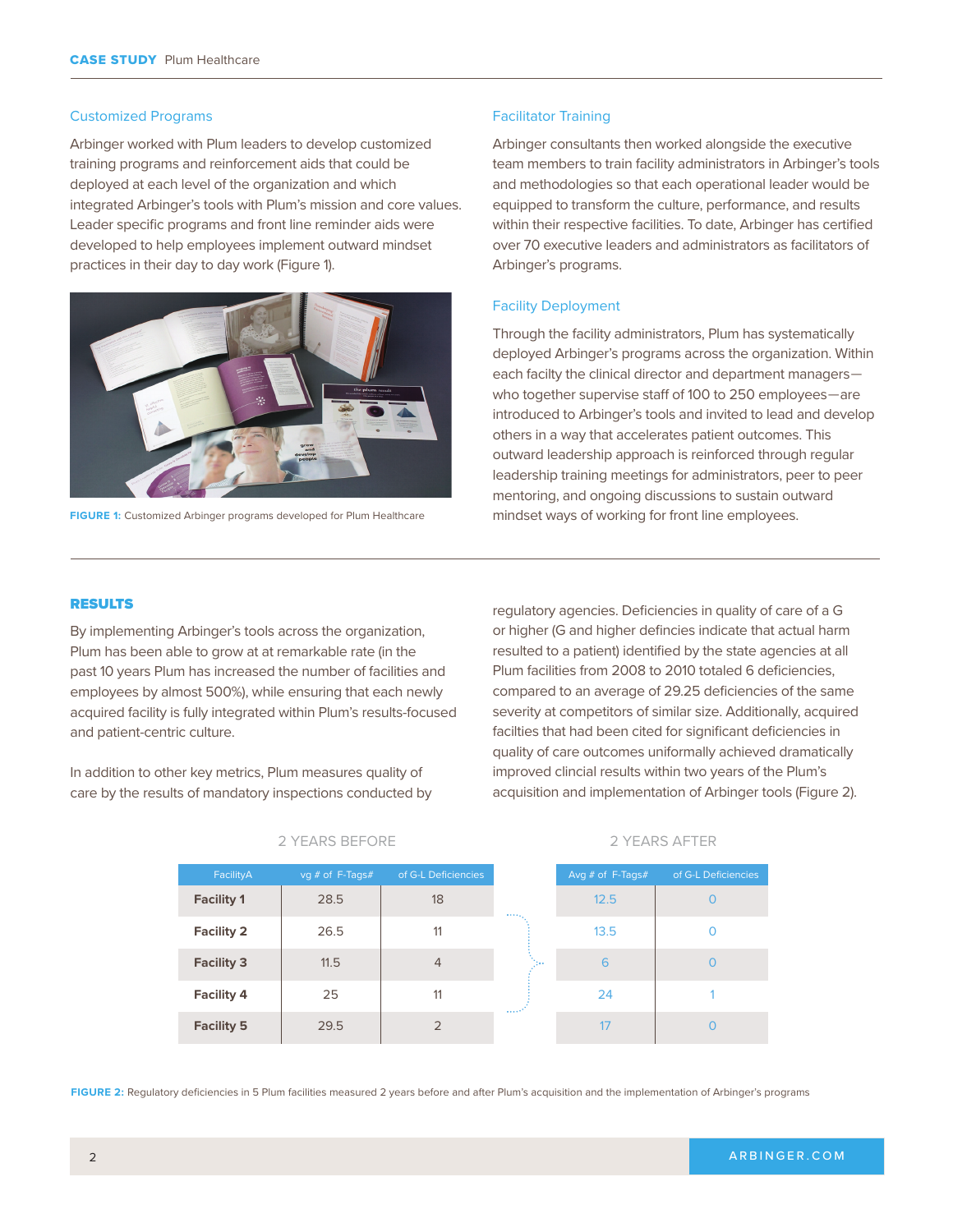### Customized Programs

Arbinger worked with Plum leaders to develop customized training programs and reinforcement aids that could be deployed at each level of the organization and which integrated Arbinger's tools with Plum's mission and core values. Leader specific programs and front line reminder aids were developed to help employees implement outward mindset practices in their day to day work (Figure 1).

**FIGURE 1:** Customized Arbinger programs developed for Plum Healthcare

### Facilitator Training

Arbinger consultants then worked alongside the executive team members to train facility administrators in Arbinger's tools and methodologies so that each operational leader would be equipped to transform the culture, performance, and results within their respective facilities. To date, Arbinger has certified over 70 executive leaders and administrators as facilitators of Arbinger's programs.

### Facility Deployment

Through the facility administrators, Plum has systematically deployed Arbinger's programs across the organization. Within each facilty the clinical director and department managers—who together supervise staff of 100 to 250 employees—are introduced to Arbinger's tools and invited to lead and develop others in a way that accelerates patient outcomes. This outward leadership approach is reinforced through regular leadership training meetings for administrators, peer to peer mentoring, and ongoing discussions to sustain outward mindset ways of working for front line employees.

## RESULTS

By implementing Arbinger's tools across the organization, Plum has been able to grow at at remarkable rate (in the past 10 years Plum has increased the number of facilities and employees by almost 500%), while ensuring that each newly acquired facility is fully integrated within Plum's results-focused and patient-centric culture.

In addition to other key metrics, Plum measures quality of care by the results of mandatory inspections conducted by regulatory agencies. Deficiencies in quality of care of a G or higher (G and higher defincies indicate that actual harm resulted to a patient) identified by the state agencies at all Plum facilities from 2008 to 2010 totaled 6 deficiencies, compared to an average of 29.25 deficiencies of the same severity at competitors of similar size. Additionally, acquired facilties that had been cited for significant deficiencies in quality of care outcomes uniformally achieved dramatically improved clincial results within two years of the Plum's acquisition and implementation of Arbinger tools (Figure 2).

| | 2 YEARS BEFORE | | 2 YEARS AFTER | |
|---|---|---|---|---|
| FacilityA | vg # of F-Tags# | of G-L Deficiencies | Avg # of F-Tags# | of G-L Deficiencies |
| **Facility 1** | 28.5 | 18 | 12.5 | 0 |
| **Facility 2** | 26.5 | 11 | 13.5 | 0 |
| **Facility 3** | 11.5 | 4 | 6 | 0 |
| **Facility 4** | 25 | 11 | 24 | 1 |
| **Facility 5** | 29.5 | 2 | 17 | 0 |

**FIGURE 2:** Regulatory deficiencies in 5 Plum facilities measured 2 years before and after Plum's acquisition and the implementation of Arbinger's programs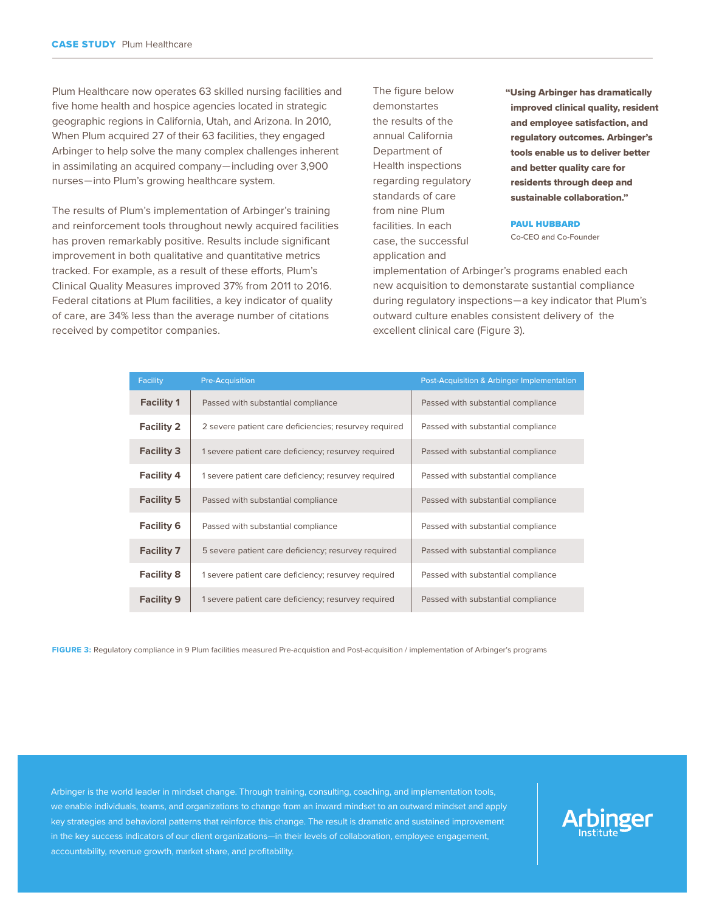Plum Healthcare now operates 63 skilled nursing facilities and five home health and hospice agencies located in strategic geographic regions in California, Utah, and Arizona. In 2010, When Plum acquired 27 of their 63 facilities, they engaged Arbinger to help solve the many complex challenges inherent in assimilating an acquired company—including over 3,900 nurses—into Plum's growing healthcare system.

The results of Plum's implementation of Arbinger's training and reinforcement tools throughout newly acquired facilities has proven remarkably positive. Results include significant improvement in both qualitative and quantitative metrics tracked. For example, as a result of these efforts, Plum's Clinical Quality Measures improved 37% from 2011 to 2016. Federal citations at Plum facilities, a key indicator of quality of care, are 34% less than the average number of citations received by competitor companies.

The figure below demonstartes the results of the annual California Department of Health inspections regarding regulatory standards of care from nine Plum facilities. In each case, the successful application and implementation of Arbinger's programs enabled each new acquisition to demonstarate sustantial compliance during regulatory inspections—a key indicator that Plum's outward culture enables consistent delivery of the excellent clinical care (Figure 3).

> **"Using Arbinger has dramatically improved clinical quality, resident and employee satisfaction, and regulatory outcomes. Arbinger's tools enable us to deliver better and better quality care for residents through deep and sustainable collaboration."**
>
> **PAUL HUBBARD**
> Co-CEO and Co-Founder

| Facility | Pre-Acquisition | Post-Acquisition & Arbinger Implementation |
|---|---|---|
| **Facility 1** | Passed with substantial compliance | Passed with substantial compliance |
| **Facility 2** | 2 severe patient care deficiencies; resurvey required | Passed with substantial compliance |
| **Facility 3** | 1 severe patient care deficiency; resurvey required | Passed with substantial compliance |
| **Facility 4** | 1 severe patient care deficiency; resurvey required | Passed with substantial compliance |
| **Facility 5** | Passed with substantial compliance | Passed with substantial compliance |
| **Facility 6** | Passed with substantial compliance | Passed with substantial compliance |
| **Facility 7** | 5 severe patient care deficiency; resurvey required | Passed with substantial compliance |
| **Facility 8** | 1 severe patient care deficiency; resurvey required | Passed with substantial compliance |
| **Facility 9** | 1 severe patient care deficiency; resurvey required | Passed with substantial compliance |

**FIGURE 3:** Regulatory compliance in 9 Plum facilities measured Pre-acquistion and Post-acquisition / implementation of Arbinger's programs

Arbinger is the world leader in mindset change. Through training, consulting, coaching, and implementation tools, we enable individuals, teams, and organizations to change from an inward mindset to an outward mindset and apply key strategies and behavioral patterns that reinforce this change. The result is dramatic and sustained improvement in the key success indicators of our client organizations—in their levels of collaboration, employee engagement, accountability, revenue growth, market share, and profitability.

Arbinger Institute